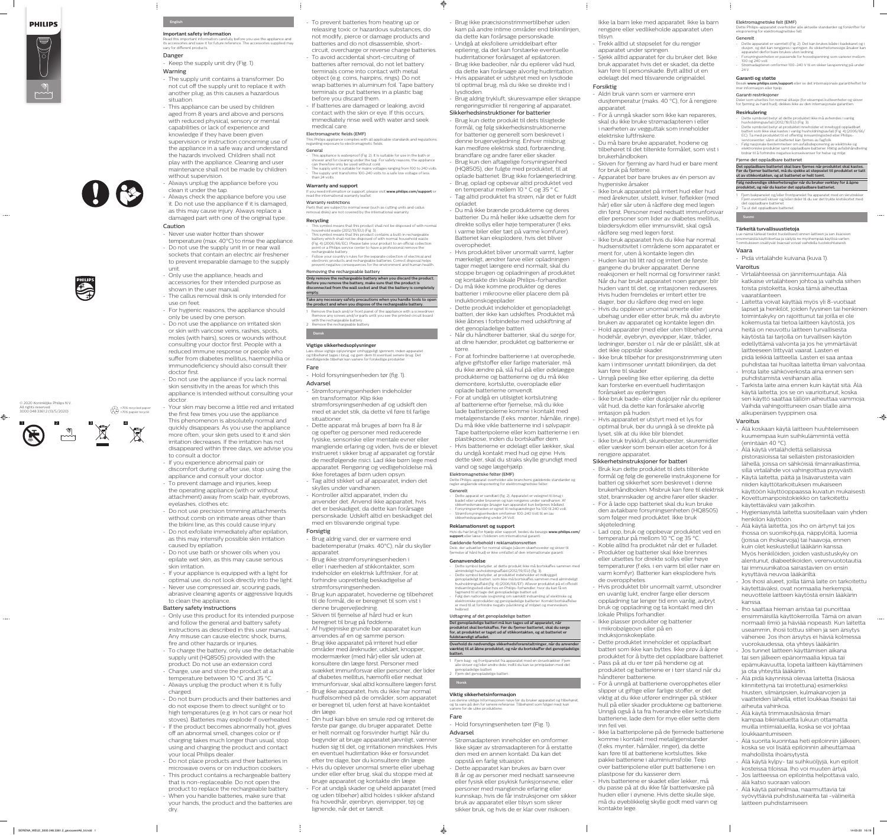PHILIPS

© 2020 Koninklijke Philips N.V.
All rights reserved
3000.048.3361.2 (13/5/2020)

>75% recycled paper
>75% papier recyclé

1 2 3 4

# English

## Important safety information

Read this important information carefully before you use the appliance and its accessories and save it for future reference. The accessories supplied may vary for different products.

### Danger

- Keep the supply unit dry (Fig. 1).

### Warning

- The supply unit contains a transformer. Do not cut off the supply unit to replace it with another plug, as this causes a hazardous situation.
- This appliance can be used by children aged from 8 years and above and persons with reduced physical, sensory or mental capabilities or lack of experience and knowledge if they have been given supervision or instruction concerning use of the appliance in a safe way and understand the hazards involved. Children shall not play with the appliance. Cleaning and user maintenance shall not be made by children without supervision.
- Always unplug the appliance before you clean it under the tap.
- Always check the appliance before you use it. Do not use the appliance if it is damaged, as this may cause injury. Always replace a damaged part with one of the original type.

### Caution

- Never use water hotter than shower temperature (max. 40°C) to rinse the appliance.
- Do not use the supply unit in or near wall sockets that contain an electric air freshener to prevent irreparable damage to the supply unit.
- Only use the appliance, heads and accessories for their intended purpose as shown in the user manual.
- The callus removal disk is only intended for use on feet.
- For hygienic reasons, the appliance should only be used by one person.
- Do not use the appliance on irritated skin or skin with varicose veins, rashes, spots, moles (with hairs), sores or wounds without consulting your doctor first. People with a reduced immune response or people who suffer from diabetes mellitus, haemophilia or immunodeficiency should also consult their doctor first.
- Do not use the appliance if you lack normal skin sensitivity in the areas for which this appliance is intended without consulting your doctor.
- Your skin may become a little red and irritated the first few times you use the appliance. This phenomenon is absolutely normal and quickly disappears. As you use the appliance more often, your skin gets used to it and skin irritation decreases. If the irritation has not disappeared within three days, we advise you to consult a doctor.
- If you experience abnormal pain or discomfort during or after use, stop using the appliance and consult your doctor.
- To prevent damage and injuries, keep the operating appliance (with or without attachment) away from scalp hair, eyebrows, eyelashes, clothes etc.
- Do not use precision trimming attachments without comb on intimate areas other than the bikini line, as this could cause injury.
- Do not exfoliate immediately after epilation, as this may intensify possible skin irritation caused by epilation.
- Do not use bath or shower oils when you epilate wet skin, as this may cause serious skin irritation.
- If your appliance is equipped with a light for optimal use, do not look directly into the light.
- Never use compressed air, scouring pads, abrasive cleaning agents or aggressive liquids to clean the appliance.

### Battery safety instructions

- Only use this product for its intended purpose and follow the general and battery safety instructions as described in this user manual. Any misuse can cause electric shock, burns, fire and other hazards or injuries.
- To charge the battery, only use the detachable supply unit (HQ8505) provided with the product. Do not use an extension cord.
- Charge, use and store the product at a temperature between 10 °C and 35 °C.
- Always unplug the product when it is fully charged.
- Do not burn products and their batteries and do not expose them to direct sunlight or to high temperatures (e.g. in hot cars or near hot stoves). Batteries may explode if overheated.
- If the product becomes abnormally hot, gives off an abnormal smell, changes color or if charging takes much longer than usual, stop using and charging the product and contact your local Philips dealer.
- Do not place products and their batteries in microwave ovens or on induction cookers.
- This product contains a rechargeable battery that is non-replaceable. Do not open the product to replace the rechargeable battery.
- When you handle batteries, make sure that your hands, the product and the batteries are dry.
- To prevent batteries from heating up or releasing toxic or hazardous substances, do not modify, pierce or damage products and batteries and do not disassemble, short-circuit, overcharge or reverse charge batteries.
- To avoid accidental short-circuiting of batteries after removal, do not let battery terminals come into contact with metal object (e.g. coins, hairpins, rings). Do not wrap batteries in aluminum foil. Tape battery terminals or put batteries in a plastic bag before you discard them.
- If batteries are damaged or leaking, avoid contact with the skin or eye. If this occurs, immediately rinse well with water and seek medical care.

### Electromagnetic fields (EMF)

This Philips appliance complies with all applicable standards and regulations regarding exposure to electromagnetic fields.

### General

- This appliance is waterproof (Fig. 2). It is suitable for use in the bath or shower and for cleaning under the tap. For safety reasons, the appliance can therefore only be used without cord.
- The supply unit is suitable for mains voltages ranging from 100 to 240 volts.
- The supply unit transforms 100-240 volts to a safe low voltage of less than 24 volts.

## Warranty and support

If you need information or support, please visit **www.philips.com/support** or read the international warranty leaflet.

### Warranty restrictions

Parts that are subject to normal wear (such as cutting units and callus removal disks) are not covered by the international warranty.

## Recycling

- This symbol means that this product shall not be disposed of with normal household waste (2012/19/EU) (Fig. 3).
- This symbol means that this product contains a built-in rechargeable battery which shall not be disposed of with normal household waste (Fig. 4) (2006/66/EC). Please take your product to an official collection point or a Philips service center to have a professional remove the rechargeable battery.
- Follow your country's rules for the separate collection of electrical and electronic products and rechargeable batteries. Correct disposal helps prevent negative consequences for the environment and human health.

### Removing the rechargeable battery

**Only remove the rechargeable battery when you discard the product. Before you remove the battery, make sure that the product is disconnected from the wall socket and that the battery is completely empty.**

**Take any necessary safety precautions when you handle tools to open the product and when you dispose of the rechargeable battery.**

1 Remove the back and/or front panel of the appliance with a screwdriver. Remove any screws and/or parts until you see the printed circuit board with the rechargeable battery.
2 Remove the rechargeable battery.

# Dansk

## Vigtige sikkerhedsoplysninger

Læs disse vigtige oplysninger omhyggeligt igennem, inden apparatet og tilbehøret tages i brug, og gem dem til eventuel senere brug. Det medfølgende tilbehør kan variere for forskellige produkter.

### Fare

- Hold forsyningsenheden tør (fig. 1).

### Advarsel

- Strømforsyningsenheden indeholder en transformator. Klip ikke strømforsyningsenheden af og udskift den med et andet stik, da dette vil føre til farlige situationer.
- Dette apparat må bruges af børn fra 8 år og opefter og personer med reducerede fysiske, sensoriske eller mentale evner eller manglende erfaring og viden, hvis de er blevet instrueret i sikker brug af apparatet og forstår de medfølgende risici. Lad ikke børn lege med apparatet. Rengøring og vedligeholdelse må ikke foretages af børn uden opsyn.
- Tag altid stikket ud af apparatet, inden det skylles under vandhanen.
- Kontroller altid apparatet, inden du anvender det. Anvend ikke apparatet, hvis det er beskadiget, da dette kan forårsage personskade. Udskift altid en beskadiget del med en tilsvarende original type.

### Forsigtig

- Brug aldrig vand, der er varmere end badetemperatur (maks. 40°C), når du skyller apparatet.
- Brug ikke strømforsyningsenheden i eller i nærheden af stikkontakter, som indeholder en elektrisk luftfrisker, for at forhindre uoprettelig beskadigelse af strømforsyningsenheden.
- Brug kun apparatet, hovederne og tilbehøret til de formål, de er beregnet til som vist i denne brugervejledning.
- Skiven til fjernelse af hård hud er kun beregnet til brug på fødderne.
- Af hygiejniske grunde bør apparatet kun anvendes af én og samme person.
- Brug ikke apparatet på irriteret hud eller områder med åreknuder, udslæt, knopper, modermærker (med hår) eller sår uden at konsultere din læge først. Personer med svækket immunforsvar eller personer, der lider af diabetes mellitus, hæmofili eller nedsat immunforsvar, skal altid konsultere lægen først.
- Brug ikke apparatet, hvis du ikke har normal hudfølsomhed på de områder, som apparatet er beregnet til, uden først at have kontaktet din læge.
- Din hud kan blive en smule rød og irriteret de første par gange, du bruger apparatet. Dette er helt normalt og forsvinder hurtigt. Når du begynder at bruge apparatet jævnligt, vænner huden sig til det, og irritationen mindskes. Hvis en eventuel hudirritation ikke er forsvundet efter tre dage, bør du konsultere din læge.
- Hvis du oplever unormal smerte eller ubehag under eller efter brug, skal du stoppe med at bruge apparatet og kontakte din læge.
- For at undgå skader og uheld apparatet (med og uden tilbehør) altid holdes i sikker afstand fra hovedhår, øjenbryn, øjenvipper, tøj og lignende, når det er tændt.
- Brug ikke præcisionstrimmertilbehør uden kam på andre intime områder end bikinilinjen, da dette kan forårsage personskade.
- Undgå at eksfoliere umiddelbart efter epilering, da det kan forstærke eventuelle hudirritationer forårsaget af epilatoren.
- Brug ikke badeolier, når du epilerer våd hud, da dette kan forårsage alvorlig hudirritation.
- Hvis apparatet er udstyret med en lysdiode til optimal brug, må du ikke se direkte ind i lysdioden.
- Brug aldrig trykluft, skuresvampe eller skrappe rengøringsmidler til rengøring af apparatet.

### Sikkerhedsinstruktioner for batterier

- Brug kun dette produkt til dets tilsigtede formål, og følg sikkerhedsinstruktionerne for batterier og generelt som beskrevet i denne brugervejledning. Enhver misbrug kan medføre elektrisk stød, forbrænding, brandfare og andre farer eller skader.
- Brug kun den aftagelige forsyningsenhed (HQ8505), der fulgte med produktet, til at oplade batteriet. Brug ikke forlængerledning.
- Brug, oplad og opbevar altid produktet ved en temperatur mellem 10 °C og 35 °C.
- Tag altid produktet fra strøm, når det er fuldt opladet.
- Du må ikke brænde produkterne og deres batterier. Du må heller ikke udsætte dem for direkte sollys eller høje temperaturer (f.eks. i varme biler eller tæt på varme komfurer). Batteriet kan eksplodere, hvis det bliver overophedet.
- Hvis produktet bliver unormalt varmt, lugter mærkeligt, ændrer farve eller opladningen tager meget længere end normalt, skal du stoppe brugen og opladningen af produktet og kontakte din lokale Philips-forhandler.
- Du må ikke komme produkter og deres batterier i mikroovne eller placere dem på induktionskogeplader.
- Dette produkt indeholder et genopladeligt batteri, der ikke kan udskiftes. Produktet må ikke åbnes i forbindelse med udskiftning af det genopladelige batteri.
- Når du håndterer batterier, skal du sørge for, at dine hænder, produktet og batterierne er tørre.
- For at forhindre batterierne i at overophede, afgive giftstoffer eller farlige materialer, må du ikke ændre på, slå hul på eller ødelægge produkterne og batterierne og du må ikke demontere, kortslutte, overoplade eller oplade batterierne omvendt.
- For at undgå en utilsigtet kortslutning af batterierne efter fjernelse, må du ikke lade batteripolerne komme i kontakt med metalgenstande (f.eks. mønter, hårnåle, ringe). Du må ikke vikle batterierne ind i sølvpapir. Tape batteripolerne eller kom batterierne i en plastikpose, inden du bortskaffer dem.
- Hvis batterierne er ødelagt eller lækker, skal du undgå kontakt med hud og øjne. Hvis dette sker, skal du straks skylle grundigt med vand og søge lægehjælp.

### Elektromagnetiske felter (EMF)

Dette Philips-apparat overholder alle branchens gældende standarder og regler angående eksponering for elektromagnetiske felter.

### Generelt

- Dette apparat er vandtæt (fig. 2). Apparatet er velegnet til brug i badet eller under bruseren og kan rengøres under vandhanen. Af sikkerhedsmæssige årsager kan apparatet kun benyttes trådløst.
- Forsyningsenheden er egnet til netspændinger fra 100 til 240 volt.
- Strømforsyningsenheden omformer 100-240 Volt til en lav sikkerhedsspænding under 24 Volt.

## Reklamationsret og support

Hvis du har brug for hjælp eller support, bedes du besøge **www.philips.com/support** eller læse i folderen om international garanti.

### Gældende forhold i reklamationsretten

Dele, der udsætter for normal slitage (såsom skærehoveder og skiver til fjernelse af hård hud) er ikke omfattet af den internationale garanti.

## Genanvendelse

- Dette symbol betyder, at dette produkt ikke må bortskaffes sammen med almindeligt husholdningsaffald (2012/19/EU) (fig. 3).
- Dette symbol betyder, at produktet indeholder et indbygget genopladeligt batteri, som ikke må bortskaffes sammen med almindeligt husholdningsaffald (fig. 4) (2006/66/EF). Aflever produktet på et officielt indsamlingssted eller hos en Philips-forhandler, hvor du kan få en fagmand til at tage det genopladelige batteri ud.
- Følg den nationale lovgivning om særskilt indsamling af elektriske og elektroniske produkter samt genopladelige batterier. Korrekt bortskaffelse er med til at forhindre negativ påvirkning af miljøet og menneskers helbred.

### Udtagning af det genopladelige batteri

**Det genopladelige batteri må kun tages ud af apparatet, når produktet skal bortskaffes. Før du fjerner batteriet, skal du sørge for, at produktet er taget ud af stikkontakten, og at batteriet er fuldstændigt afladet.**

**Overhold de nødvendige sikkerhedsforanstaltninger, når du anvender værktøj til at åbne produktet, og når du bortskaffer det genopladelige batteri.**

1 Fjern bag- og frontpanelet fra apparatet med en skruetrækker. Fjern alle skruer og/eller andre dele, indtil du kan se printpladen med det genopladelige batteri.
2 Fjern det genopladelige batteri.

# Norsk

## Viktig sikkerhetsinformasjon

Les denne viktige informasjonen nøye før du bruker apparatet og tilbehøret, og ta vare på den for senere referanse. Tilbehøret som følger med kan variere for ulike produktene.

### Fare

- Hold forsyningsenheten tørr (Fig. 1).

### Advarsel

- Strømadapteren inneholder en omformer. Ikke skjær av strømadapteren for å erstatte den med en annen kontakt. Da kan det oppstå en farlig situasjon.
- Dette apparatet kan brukes av barn over 8 år og av personer med nedsatt sanseevne eller fysisk eller psykisk funksjonsevne, eller personer med manglende erfaring eller kunnskap, hvis de får instruksjoner om sikker bruk av apparatet eller tilsyn som sikrer sikker bruk, og hvis de er klar over risikoen. Ikke la barn leke med apparatet. Ikke la barn rengjøre eller vedlikeholde apparatet uten tilsyn.
- Trekk alltid ut støpselet før du rengjør apparatet under springen.
- Sjekk alltid apparatet før du bruker det. Ikke bruk apparatet hvis det er skadet, da dette kan føre til personskade. Bytt alltid ut en ødelagt del med tilsvarende originaldel.

### Forsiktig

- Aldri bruk vann som er varmere enn dusjtemperatur (maks. 40 °C), for å rengjøre apparatet.
- For å unngå skader som ikke kan repareres, skal du ikke bruke strømadapteren i eller i nærheten av vegguttak som inneholder elektriske luftfriskere.
- Du må bare bruke apparatet, hodene og tilbehøret til det tiltenkte formålet, som vist i brukerhåndboken.
- Skiven for fjerning av hard hud er bare ment for bruk på føttene.
- Apparatet bør bare brukes av én person av hygieniske årsaker.
- Ikke bruk apparatet på irritert hud eller hud med åreknuter, utslett, kviser, føflekker (med hår) eller sår uten å rådføre deg med legen din først. Personer med nedsatt immunforsvar eller personer som lider av diabetes mellitus, blødersykdom eller immunsvikt, skal også rådføre seg med legen først.
- Ikke bruk apparatet hvis du ikke har normal hudsensitivitet i områdene som apparatet er ment for, uten å kontakte legen din.
- Huden kan bli litt rød og irritert de første gangene du bruker apparatet. Denne reaksjonen er helt normal og forsvinner raskt. Når du har brukt apparatet noen ganger, blir huden vant til det, og irritasjonen reduseres. Hvis huden fremdeles er irritert etter tre dager, bør du rådføre deg med en lege.
- Hvis du opplever unormal smerte eller ubehag under eller etter bruk, må du avbryte bruken av apparatet og kontakte legen din.
- Hold apparatet (med eller uten tilbehør) unna hodehår, øyebryn, øyevipper, klær, tråder, ledninger, børster o.l. når de er påslått, slik at det ikke oppstår skader.
- Ikke bruk tilbehør for presisjonstrimming uten kam i intimsoner unntatt bikinilinjen, da det kan føre til skader.
- Unngå peeling like etter epilering, da dette kan forsterke en eventuell hudirritasjon forårsaket av epileringen.
- Ikke bruk bade- eller dusjoljer når du epilerer våt hud, da dette kan føre til alvorlig irritasjon på huden.
- Hvis apparatet er utstyrt med et lys for optimal bruk, bør du unngå å se direkte på lyset, slik at du ikke blir blendet.
- Ikke bruk trykkluft, skurebørster, skuremidler eller væsker som bensin eller aceton for å rengjøre apparatet.

### Sikkerhetsinstruksjoner for batteri

- Bruk kun dette produktet til dets tiltenkte formål og følg de generelle instruksjonene for batteri og sikkerhet som beskrevet i denne brukerhåndboken. Misbruk kan føre til elektrisk støt, brannskader og andre farer eller skader.
- For å lade opp batteriet skal du kun bruke den avtakbare forsyningsenheten (HQ8505) som følger med produktet. Ikke bruk skjøteledning.
- Lad opp, bruk og oppbevar produktet ved en temperatur på mellom 10 °C og 35 °C.
- Koble alltid fra produktet når det er fulladet.
- Produkter og batterier skal ikke brennes eller utsettes for direkte sollys eller høye temperaturer (f.eks. i en varm bil eller nær en varm komfyr). Batterier kan eksplodere hvis de overopphetes.
- Hvis produktet blir unormalt varmt, utsondrer en uvanlig lukt, endrer farge eller dersom opplading tar lenger tid enn vanlig, avbryt bruk og opplading og ta kontakt med din lokale Philips-forhandler.
- Ikke plasser produkter og batterier i mikrobølgeovn eller på en induksjonskokeplate.
- Dette produktet inneholder et oppladbart batteri som ikke kan byttes. Ikke prøv å åpne produktet for å bytte det oppladbare batteriet.
- Pass på at du er tørr på hendene og at produktet og batteriene er i tørr stand når du håndterer batteriene.
- For å unngå at batteriene overopphetes eller slipper ut giftige eller farlige stoffer, er det viktig at du ikke utfører endringer på, stikker hull på eller skader produktene og batteriene. Unngå også å ta fra hverandre eller kortslutte batteriene, lade dem for mye eller sette dem inn feil vei.
- Ikke la batteripolene på de fjernede batteriene komme i kontakt med metallgjenstander (f.eks. mynter, hårnåler, ringer), da dette kan føre til at batteriene kortsluttes. Ikke pakke batteriene i aluminiumsfolie. Teip over batteripolene eller putt batteriene i en plastpose før du kasserer dem.
- Hvis batteriene er skadet eller lekker, må du passe på at du ikke får batterivæske på huden eller i øynene. Hvis dette skulle skje, må du øyeblikkelig skylle godt med vann og kontakte lege.

### Elektromagnetiske felt (EMF)

Dette Philips-apparatet overholder alle aktuelle standarder og forskrifter for eksponering for elektromagnetiske felt.

### Generelt

- Dette apparatet er vanntett (Fig. 2). Det kan brukes både i badekaret og i dusjen, og det kan rengjøres i springen. Av sikkerhetsmessige årsaker kan apparatet derfor bare brukes uten ledning.
- Forsyningsenheten er passende for hovedspenning som varierer mellom 100 og 240 volt.
- Strømadapteren omformer 100–240 V til en sikker lavspenning på under 24 V.

## Garanti og støtte

Besøk **www.philips.com/support** eller se det internasjonale garantiheftet for mer informasjon eller hjelp.

### Garanti restriksjoner

Deler som utsettes for normal slitasje (for eksempel kutteenheter og skiver for fjerning av hard hud), dekkes ikke av den internasjonale garantien.

## Resirkulering

- Dette symbolet betyr at dette produktet ikke må avhendes i vanlig husholdningsavfall (2012/19/EU) (Fig. 3).
- Dette symbolet betyr at produktet inneholder et innebygd oppladbart batteri som ikke skal kastes i vanlig husholdningsavfall (Fig. 4) (2006/66/EC). Ta med produktet til et offentlig innsamlingssted eller Philips-servicesenter, slik at batteriet kan fjernes av fagfolk.
- Følg nasjonale bestemmelser om avfallsdeponering av elektriske og elektroniske produkter samt oppladbare batterier. Riktig avfallshåndtering bidrar til å forhindre negative konsekvenser for helse og miljø.

### Fjerne det oppladbare batteriet

**Det oppladbare batteriet skal bare fjernes når produktet skal kastes. Før du fjerner batteriet, må du sjekke at støpselet til produktet er tatt ut av stikkontakten, og at batteriet er helt tomt.**

**Følg nødvendige sikkerhetsregler når du bruker verktøy for å åpne produktet, og når du kaster det oppladbare batteriet.**

1 Fjern bakpanelet og/eller frontpanelet fra apparatet med en skrutrekker. Fjern eventuell skruer og/eller deler til du ser det trykte kretskortet med det oppladbare batteriet.
2 Ta ut det oppladbare batteriet.

# Suomi

## Tärkeitä turvallisuustietoja

Lue nämä tärkeät tiedot huolellisesti ennen laitteen ja sen lisäosien ensimmäistä käyttökertaa ja säilytä ne myöhempää käyttöä varten. Toimitukseen sisältyvät lisäosat voivat vaihdella tuotekohtaisesti.

### Vaara

- Pidä virtalähde kuivana (kuva 1).

### Varoitus

- Virtalähteessä on jännitemuuntaja. Älä katkaise virtalähteen johtoa ja vaihda siihen toista pistoketta, koska tämä aiheuttaa vaaratilanteen.
- Laitetta voivat käyttää myös yli 8-vuotiaat lapset ja henkilöt, joiden fyysinen tai henkinen toimintakyky on rajoittunut tai joilla ei ole kokemusta tai tietoa laitteen käytöstä, jos heitä on neuvottu laitteen turvallisessa käytössä tai heidän laitteen käyttöä edellyttämä valvonta ja jos he ymmärtävät laitteeseen liittyvät vaarat. Lasten ei pidä leikkiä laitteella. Lasten ei saa antaa puhdistaa tai huoltaa laitetta ilman valvontaa.
- Irrota laite sähköverkosta aina ennen sen puhdistamista vesihanan alla.
- Tarkista laite aina ennen kuin käytät sitä. Älä käytä laitetta, jos se on vaurioitunut, koska sen käyttö saattaa tällöin aiheuttaa vammoja. Vaihda vahingoittuneen osan tilalle aina alkuperäisen tyyppinen osa.

### Varoitus

- Älä koskaan käytä laitteen huuhtelemiseen kuumempaa kuin suihkulämmintä vettä (enintään 40 °C).
- Älä käytä virtalähdettä sellaisissa pistorasioissa tai sellaisten pistorasioiden lähellä, joissa on sähköisiä ilmanraikastimia, sillä virtalähde voi vahingoittua pysyvästi.
- Käytä laitetta, päitä ja lisävarusteita vain niiden käyttötarkoituksen mukaiseen käyttöön käyttöoppaassa kuvatun mukaisesti.
- Kovettumanpoistokiekko on tarkoitettu käytettäväksi vain jalkoihin.
- Hygieniasyistä laitetta suositellaan vain yhden henkilön käyttöön.
- Älä käytä laitetta, jos iho on ärtynyt tai jos ihossa on suonikohjuja, näppylöitä, luomia (joissa on ihokarvoja) tai haavoja, ennen kuin olet keskustellut lääkärin kanssa. Myös henkilöiden, joiden vastustuskyky on alentunut, diabeetikoiden, verenvuototautia tai immuunikatoa sairastavien on ensin kysyttävä neuvoa lääkäriltä.
- Jos ihosi alueet, joilla tämä laite on tarkoitettu käytettäväksi, ovat normaalia herkempiä, neuvottele laitteen käytöstä ensin lääkärin kanssa.
- Iho saattaa hieman aristaa tai punoittaa ensimmäisillä käyttökerroilla. Tämä on aivan normaali ilmiö ja häviää nopeasti. Kun laitetta useammin, ihosi tottuu siihen ja sen ärsytys vähenee. Jos ihon ärsytys ei kolmessa vuorokaudessa, ota yhteys lääkäriin.
- Jos tunnet laitteen käyttämisen aikana tai sen jälkeen epänormaalia kipua tai epämukavuutta, lopeta laitteen käyttäminen ja ota yhteyttä lääkäriin.
- Älä pidä käynnissä olevaa laitetta (lisäosa kiinnitettynä tai irrotettuna) esimerkiksi hiusten, silmäripsien, kulmakarvojen ja vaatteiden lähellä, ettet loukkaa itseäsi tai aiheuta vahinkoa.
- Älä käytä trimmauslisäosia ilman kampaa bikinialuetta lukuun ottamatta muilla intiimialueilla, koska se voi johtaa loukkaantumiseen.
- Älä suorita kuorintaa heti epiloinnin jälkeen, koska se voi lisätä epiloinnin aiheuttamaa mahdollista ihoärsytystä.
- Älä käytä kylpy- tai suihkuöljyjä, kun epiloit kosteissa tiloissa. Iho voi muuten ärtyä.
- Jos laitteessa on epilointia helpottava valo, älä katso suoraan valoon.
- Älä käytä paineilmaa, naarmuttavia tai syövyttäviä puhdistusaineita tai -välineitä laitteen puhdistamiseen.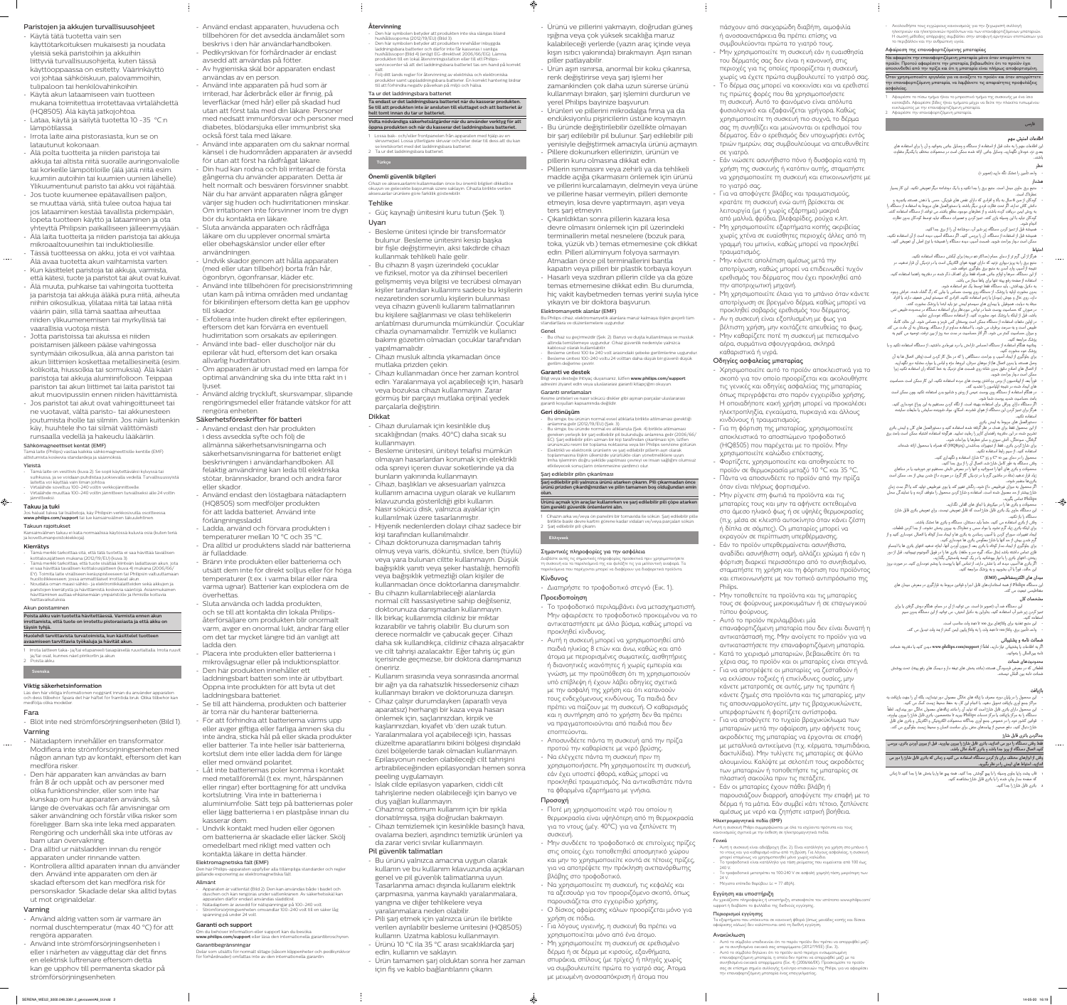## Paristojen ja akkujen turvallisuusohjeet

- Käytä tätä tuotetta vain sen käyttötarkoituksen mukaisesti ja noudata yleisiä sekä paristoihin ja akkuihin liittyviä turvallisuusohjeita, kuten tässä käyttöoppaassa on esitetty. Väärinkäyttö voi johtaa sähköiskuun, palovammoihin, tulipaloon tai henkilövahinkoihin.
- Käytä akun lataamiseen vain tuotteen mukana toimitettua irrotettavaa virtalähdettä (HQ8505). Älä käytä jatkojohtoa.
- Lataa, käytä ja säilytä tuotetta 10 –35 °C:n lämpötilassa.
- Irrota laite aina pistorasiasta, kun se on latautunut kokonaan.
- Älä polta tuotteita ja niiden paristoja tai akkuja tai altista niitä suoralle auringonvalolle tai korkeille lämpötiloille (älä jätä niitä esim. kuumiin autoihin tai kuumien uunien lähelle). Ylikuumentunut paristo tai akku voi räjähtää.
- Jos tuote kuumenee epätavallisen paljon, se muuttaa väriä, siitä tulee outoa hajua tai jos lataaminen kestää tavallista pidempään, lopeta tuotteen käyttö ja lataaminen ja ota yhteyttä Philipsin paikalliseen jälleenmyyjään.
- Älä laita tuotteita ja niiden paristoja tai akkuja mikroaaltouuniin tai induktioliesille.
- Tässä tuotteessa on akku, jota ei voi vaihtaa. Älä avaa tuotetta akun vaihtamista varten.
- Kun käsittelet paristoja tai akkuja, varmista, että kätesi, tuote ja paristot tai akut ovat kuivat.
- Älä muuta, puhkaise tai vahingoita tuotetta ja paristoja tai akkuja äläkä pura niitä, aiheuta niihin oikosulkua, ylilataa niitä tai lataa niitä väärin päin, sillä tämä saattaa aiheuttaa niiden ylikuumenemisen tai myrkyllisiä tai vaarallisia vuotoja niistä.
- Jotta paristoissa tai akuissa ei niiden poistamisen jälkeen pääse vahingossa syntymään oikosulkua, älä anna pariston tai akun liittimien koskettaa metalliesineitä (esim. kolikoita, hiussolkia tai sormuksia). Älä kääri paristoja tai akkuja alumiinifolioon. Teippaa pariston tai akun liittimet tai laita paristot tai akut muovipussiin ennen niiden hävittämistä.
- Jos paristot tai akut ovat vahingoittuneet tai ne vuotavat, vältä pariston- tai akkunesteen joutumista iholle tai silmiin. Jos näin kuitenkin käy, huuhtele iho tai silmät välittömästi runsaalla vedellä ja hakeudu lääkäriin.

### Sähkömagneettiset kentät (EMF)
Tämä laite (Philips) vastaa kaikkia sähkömagneettisille kentille (EMF) altistumista koskevia standardeja ja säännöksiä.

### Yleistä
- Tämä laite on vesitiivis (kuva 2). Se sopii käytettäväksi kylvyssä tai suihkussa, ja sen voi puhdistaa juoksevalla vedellä. Turvallisuussyistä laitetta voi käyttää vain ilman johtoa.
- Virtalähde soveltuu 100–240 voltin verkkojännitteelle.
- Virtalähde muuttaa 100–240 voltin jännitteen turvalliseksi alle 24 voltin jännitteeksi.

### Takuu ja tuki
Jos haluat tietoa tai tukea, käy Philipsin verkkosivuilla osoitteessa www.philips.com/support tai lue kansainvälinen takuulehtinen.

### Takuun rajoitukset
Kansainvälinen takuu ei kata normaalissa käytössä kuluvia osia (kuten teriä ja kovettumanpoistolevyjä).

### Kierrätys
- Tämä merkki tarkoittaa sitä, että tätä tuotetta ei saa hävittää tavallisen kotitalousjätteen mukana (2012/19/EU) (kuva 3).
- Tämä merkki tarkoittaa, että tuote sisältää kiinteän ladattavan akun, jota ei saa hävittää tavallisen kotitalousjätteen mukana (kuva 4) (2006/66/EY). Tämä laite viedään virallisen keräyspisteeseen tai Philipsin valtuuttamaan huoltoliikkeeseen, jossa ammattilaiset irrottavat akun.
- Noudata oman maasi sähkö- ja elektroniikkalaitteiden sekä akkujen ja paristojen kierrätystä ja hävittämistä koskevia sääntöjä. Asianmukainen hävittäminen auttaa ehkäisemään ympäristölle ja ihmisille koituvia haittavaikutuksia.

### Akun poistaminen
**Poista akku vain tuotetta hävitettäessä. Varmista ennen akun irrottamista, että tuote on irrotettu pistorasiasta ja että akku on täysin tyhjä.**

**Huolehdi tarvittavista turvatoimista, kun käsittelet tuotteen avaamiseen tarvittavia työkaluja ja hävität akun.**

1 Irrota laitteen taka- ja/tai etupaneeli tasapäisellä ruuvitaltalla. Irrota ruuvit ja/tai osat, kunnes näet piirikortin ja akun.
2 Poista akku.

# Svenska

## Viktig säkerhetsinformation
Läs den här viktiga informationen noggrant innan du använder apparaten och dess tillbehör. Spara det här häftet för framtida bruk. Olika tillbehör kan medfölja olika modeller.

### Fara
- Blöt inte nätströmsförsörjningsenheten (Bild 1).

### Varning
- Nätadaptern innehåller en transformator. Modifiera inte strömförsörjningsenheten med någon annan typ av kontakt, eftersom det kan medföra risker.
- Den här apparaten kan användas av barn från 8 år och uppåt och av personer med olika funktionshinder, eller som inte har kunskap om hur apparaten används, så länge de övervakas och får anvisningar om säker användning och förstår vilka risker som föreligger. Barn ska inte leka med apparaten. Rengöring och underhåll ska inte utföras av barn utan övervakning.
- Dra alltid ur nätsladden innan du rengör apparaten under rinnande vatten.
- Kontrollera alltid apparaten innan du använder den. Använd inte apparaten om den är skadad eftersom det kan medföra risk för personskador. Skadade delar ska alltid bytas ut mot originaldelar.

### Varning
- Använd aldrig vatten som är varmare än normal duschtemperatur (max 40 °C) för att rengöra apparaten.
- Använd inte strömförsörjningsenheten i eller i närheten av vägguttag där det finns en elektrisk luftrenare eftersom detta kan ge upphov till permanenta skador på strömförsörjningsenheten.
- Använd endast apparaten, huvudena och tillbehören för det avsedda ändamålet som beskrivs i den här användarhandboken.
- Pedikyrskivan för förhårdnader är endast avsedd att användas på fötter.
- Av hygieniska skäl bör apparaten endast användas av en person.
- Använd inte apparaten på hud som är irriterad, har åderbråck eller är finnig, på leverfläckar (med hår) eller på skadad hud utan att först tala med din läkare. Personer med nedsatt immunförsvar och personer med diabetes, blödarsjuka eller immunbrist ska också först tala med läkare.
- Använd inte apparaten om du saknar normal känsel i de hudområden apparaten är avsedd för utan att först ha rådfrågat läkare.
- Din hud kan rodna och bli irriterad de första gångerna du använder apparaten. Detta är helt normalt och besvären försvinner snabbt. När du har använt apparaten några gånger vänjer sig huden och hudirritationen minskar. Om irritationen inte försvinner inom tre dygn bör du kontakta en läkare.
- Sluta använda apparaten och rådfråga läkare om du upplever onormal smärta eller obehagskänslor under eller efter användningen.
- Undvik skador genom att hålla apparaten (med eller utan tillbehör) borta från hår, ögonbryn, ögonfransar, kläder etc.
- Använd inte tillbehören för precisionstrimning utan kam på intima områden med undantag för bikinilinjen eftersom detta kan ge upphov till skador.
- Exfoliera inte huden direkt efter epileringen, eftersom det kan förvärra en eventuell hudirritation som orsakats av epileringen.
- Använd inte bad- eller duscholjor när du epilerar våt hud, eftersom det kan orsaka allvarlig hudirritation.
- Om apparaten är utrustad med en lampa för optimal användning ska du inte titta rakt in i ljuset.
- Använd aldrig tryckluft, skursvampar, slipande rengöringsmedel eller frätande vätskor för att rengöra enheten.

### Säkerhetsföreskrifter för batteri
- Använd endast den här produkten i dess avsedda syfte och följ de allmänna säkerhetsanvisningarna och säkerhetsanvisningarna för batteriet enligt beskrivningen i användarhandboken. All felaktig användning kan leda till elektriska stötar, brännskador, brand och andra faror eller skador.
- Använd endast den löstagbara nätadaptern (HQ8505) som medföljer produkten för att ladda batteriet. Använd inte förlängningssladd.
- Ladda, använd och förvara produkten i temperaturer mellan 10 °C och 35 °C.
- Dra alltid ur produktens sladd när batterierna är fulladdade.
- Bränn inte produkten eller batterierna och utsätt dem inte för direkt solljus eller för höga temperaturer (t.ex. i varma bilar eller nära varma ugnar). Batterier kan explodera om de överhettas.
- Sluta använda och ladda produkten, och se till att kontakta din lokala Philips-återförsäljare om produkten blir onormalt varm, avger en onormal lukt, ändrar färg eller om det tar mycket längre tid än vanligt att ladda den.
- Placera inte produkten eller batterierna i mikrovågsugnar eller på induktionsplattor.
- Den här produkten innehåller ett laddningsbart batteri som inte är utbytbart. Öppna inte produkten för att byta ut det laddningsbara batteriet.
- Se till att händerna, produkten och batterier är torra när du hanterar batterierna.
- För att förhindra att batterierna värms upp eller avger giftiga eller farliga ämnen ska du inte ändra, sticka hål på eller skada produkter eller batterier. Ta inte heller isär batterierna, kortslut dem inte eller ladda dem för länge eller med omvänd polaritet.
- Låt inte batteriernas poler komma i kontakt med metallföremål (t.ex. mynt, hårspännen eller ringar) efter borttagning för att undvika kortslutning. Vira inte in batterierna i aluminiumfolie. Sätt tejp på batteriernas poler eller lägg batterierna i en plastpåse innan du kasserar dem.
- Undvik kontakt med huden eller ögonen om batterierna är skadade eller läcker. Skölj omedelbart med rikligt med vatten och kontakta läkare in detta händer.

### Elektromagnetiska fält (EMF)
Den här Philips-apparaten uppfyller alla tillämpliga standarder och regler gällande exponering av elektromagnetiska fält.

### Allmänt
- Apparaten är vattentät (Bild 2). Den kan användas både i badet och duschen och kan rengöras under vattenkranen. Av säkerhetsskäl kan apparaten därför endast användas sladdlöst.
- Nätadaptern är avsedd för nätspänningar på 100–240 volt.
- Strömförsörjningsenheten omvandlar 100–240 volt till en säker låg spänning på under 24 volt.

### Garanti och support
Om du behöver information eller support kan du besöka www.philips.com/support eller läsa den internationella garantibroschyren.

### Garantibegränsningar
Delar som utsätts för normalt slitage (såsom klipphuvuden och pedikyrskivor för förhårdnader) omfattas inte av den internationella garantin.

### Återvinning
- Den här symbolen betyder att produkten inte ska slängas bland hushållssoporna (2012/19/EU) (Bild 3).
- Den här symbolen betyder att produkten innehåller inbyggda laddningsbara batterier och därför inte får kasseras i vanliga hushållssopor (Bild 4) (enligt EG-direktivet 2006/66/EG). Lämna produkten till en lokal återvinningsstation eller till ett Philips-servicecenter så att det laddningsbara batteriet tas om hand på korrekt sätt.
- Följ ditt lands regler för återvinning av elektriska och elektroniska produkter samt uppladdningsbara batterier. En korrekt hantering bidrar till att förhindra negativ påverkan på miljö och hälsa.

### Ta ut det laddningsbara batteriet
**Ta endast ut det laddningsbara batteriet när du kasserar produkten. Se till att produkten inte är ansluten till eluttaget och att batteriet är helt tomt innan du tar ur batteriet.**

**Vidta nödvändiga säkerhetsåtgärder när du använder verktyg för att öppna produkten och när du kasserar det laddningsbara batteriet.**

1 Lossa bak- och/eller frontpanelen från apparaten med hjälp av en skruvmejsel. Lossa ytterligare skruvar och/eller delar till dess att du kan se kretskortet med det laddningsbara batteriet.
2 Ta ur det laddningsbara batteriet.

# Türkçe

## Önemli güvenlik bilgileri
Cihazı ve aksesuarlarını kullanmadan önce bu önemli bilgileri dikkatlice okuyun ve gelecekte başvurmak üzere saklayın. Cihazla birlikte verilen aksesuarlar ürünlere göre farklılık gösterebilir.

### Tehlike
- Güç kaynağı ünitesini kuru tutun (Şek. 1).

### Uyarı
- Besleme ünitesi içinde bir transformatör bulunur. Besleme ünitesini kesip başka bir fişle değiştirmeyin, aksi takdirde cihazı kullanmak tehlikeli hale gelir.
- Bu cihazın 8 yaşın üzerindeki çocuklar ve fiziksel, motor ya da zihinsel becerileri gelişmemiş veya bilgisi ve tecrübesi olmayan kişiler tarafından kullanımı sadece bu kişilerin nezaretinden sorumlu kişilerin bulunması veya cihazın güvenli kullanımı talimatlarının bu kişilere sağlanması ve olası tehlikelerin anlatılması durumunda mümkündür. Çocuklar cihazla oynamamalıdır. Temizlik ve kullanıcı bakımı gözetim olmadan çocuklar tarafından yapılmamalıdır.
- Cihazı musluk altında yıkamadan önce mutlaka prizden çekin.
- Cihazı kullanmadan önce her zaman kontrol edin. Yaralanmaya yol açabileceği için, hasarlı veya bozuksa cihazı kullanmayın. Zarar görmüş bir parçayı mutlaka orijinal yedek parçalarla değiştirin.

### Dikkat
- Cihazı durulamak için kesinlikle duş sıcaklığından (maks. 40°C) daha sıcak su kullanmayın.
- Besleme ünitesini, üniteyi telafisi mümkün olmayan hasarlardan korumak için elektrikli oda spreyi içeren duvar soketlerinde ya da bunların yakınında kullanmayın.
- Cihazı, başlıkları ve aksesuarları yalnızca kullanım amacına uygun olarak ve kullanım kılavuzunda gösterildiği gibi kullanın.
- Nasır sökücü disk, yalnızca ayaklar için kullanılmak üzere tasarlanmıştır.
- Hijyenik nedenlerden dolayı cihaz sadece bir kişi tarafından kullanılmalıdır.
- Cihazı doktorunuza danışmadan tahriş olmuş veya varis, döküntü, sivilce, ben (tüylü) veya yara bulunan ciltte kullanmayın. Düşük bağışıklık yanıtı veya şeker hastalığı, hemofili veya bağışıklık yetmezliği olan kişiler de kullanmadan önce doktorlarına danışmalıdır.
- Bu cihazın kullanılabileceği alanlarda normal cilt hassasiyetine sahip değilseniz, doktorunuza danışmadan kullanmayın.
- İlk birkaç kullanımda cildiniz bir miktar kızarabilir ve tahriş olabilir. Bu durum son derece normaldir ve çabucak geçer. Cihazı daha sık kullandıkça, cildiniz cihaza alışacaktır ve cilt tahrişi azalacaktır. Eğer tahriş üç gün içerisinde geçmezse, bir doktora danışmanız önerilir.
- Kullanım sırasında veya sonrasında anormal bir ağrı ya da rahatsızlık hissederseniz cihazı kullanmayı bırakın ve doktorunuza danışın.
- Cihaz çalışır durumdayken (aparatlı veya aparatsız) herhangi bir kaza veya hasarı önlemek için, saçlarınızdan, kirpik ve kaşlarınızdan, kıyafet vb.'den uzak tutun.
- Yaralanmalara yol açabileceği için, hassas düzeltme aparatlarını bikini bölgesi dışındaki özel bölgelerde tarak olmadan kullanmayın.
- Epilasyonun neden olabileceği cilt tahrişini artırabileceğinden epilasyondan hemen sonra peeling uygulamayın.
- Islak ciltte epilasyon yaparken, ciddi cilt tahrişlerine neden olabileceği için banyo ve duş yağları kullanmayın.
- Cihazınız optimum kullanım için bir ışıkla donatılmışsa, ışığa doğrudan bakmayın.
- Cihazı temizlemek için kesinlikle basınçlı hava, ovalama bezleri, aşındırıcı temizlik ürünleri ya da zarar verici sıvılar kullanmayın.

### Pil güvenlik talimatları
- Bu ürünü yalnızca amacına uygun olarak kullanın ve bu kullanım kılavuzunda açıklanan genel ve pil güvenlik talimatlarına uyun. Tasarlanma amacı dışında kullanım elektrik çarpmasına, yanma kaynaklı yaralanmalara, yangına ve diğer tehlikelere veya yaralanmalara neden olabilir.
- Pili şarj etmek için yalnızca ürün ile birlikte verilen ayrılabilir besleme ünitesini (HQ8505) kullanın. Uzatma kablosu kullanmayın.
- Ürünü 10 °C ila 35 °C arası sıcaklıklarda şarj edin, kullanın ve saklayın.
- Ürün tamamen şarj olduktan sonra her zaman için fiş ve kablo bağlantılarını çıkarın.
- Ürünü ve pillerini yakmayın, doğrudan güneş ışığına veya çok yüksek sıcaklığa maruz kalabileceği yerlerde (yazın araç içinde veya kışın ısıtıcı yakınında) bırakmayın. Aşırı ısınan piller patlayabilir.
- Ürün aşırı ısınırsa, anormal bir koku çıkarırsa, renk değiştirirse veya şarj işlemi her zamankinden çok daha uzun sürerse ürünü kullanmayı bırakın, şarj işlemini durdurun ve yerel Philips bayinize başvurun.
- Ürünleri ve pillerini mikrodalga fırına ya da endüksiyonlu pişiricilerin üstüne koymayın.
- Bu üründe değiştirilebilir özellikte olmayan bir şarj edilebilir pil bulunur. Şarj edilebilir pili yenisiyle değiştirmek amacıyla ürünü açmayın.
- Pillere dokunurken ellerinizin, ürünün ve pillerin kuru olmasına dikkat edin.
- Pillerin ısınmasını veya zehirli ya da tehlikeli madde açığa çıkarmasını önlemek için ürünü ve pillerini kurcalamayın, delmeyin veya ürüne ve pillerine hasar vermeyin, pilleri demonte etmeyin, kısa devre yaptırmayın, aşırı veya ters şarj etmeyin.
- Çıkarıldıktan sonra pillerin kazara kısa devre olmasını önlemek için pil üzerindeki terminallerin metal nesnelere (bozuk para, toka, yüzük vb.) temas etmemesine çok dikkat edin. Pilleri alüminyum folyoya sarmayın. Atmadan önce pil terminallerini bantla kapatın veya pilleri bir plastik torbaya koyun.
- Hasarlı veya sızdıran pillerin cilde ya da göze temas etmemesine dikkat edin. Bu durumda, hiç vakit kaybetmeden temas yerini suyla iyice yıkayın ve bir doktora başvurun.

### Elektromanyetik alanlar (EMF)
Bu Philips cihaz, elektromanyetik alanlara maruz kalmaya ilişkin geçerli tüm standartlara ve düzenlemelere uygundur.

### Genel
- Bu cihaz su geçirmezdir (Şek. 2). Banyo ve duşta kullanılmaya ve musluk altında temizlemeye uygundur. Cihaz güvenlik nedeniyle yalnızca kablosuz olarak kullanılabilir.
- Besleme ünitesi 100 ile 240 volt arasındaki şebeke gerilimlerine uygundur.
- Besleme ünitesi 100-240 volt'u 24 voltun altında düşük bir güvenli düşük gerilim değerine çevirir.

### Garanti ve destek
Bilgi veya desteğe ihtiyaç duyarsanız, lütfen www.philips.com/support adresini ziyaret edin veya uluslararası garanti kitapçığını okuyun.

### Garanti sınırlamaları
Kesme üniteleri ve nasır sökücü diskler gibi aşınan parçalar uluslararası garanti koşulları kapsamında değildir.

### Geri dönüşüm
- Bu simge, bu ürünün normal evsel atıklarla birlikte atılmaması gerektiği anlamına gelir (2012/19/EU) (Şek. 3).
- Bu simge, bu üründe normal ev atıklarıyla (Şek. 4) birlikte atılmaması gereken yerleşik bir şarj edilebilir pil bulunduğu anlamına gelir (2006/66/EC). Şarj edilebilir pilin uzman bir kişi tarafından çıkarılması için, lütfen ürününüzü resmi bir toplama noktasına veya bir Philips servisine götürün.
- Elektrikli ve elektronik ürünlerin ve şarj edilebilir pillerin ayrı olarak toplanmasına ilişkin ülkenizdeki yürürlükte olan yönetmeliklere uyun. İmha işleminin doğru şekilde yapılması çevreye ve insan sağlığına olumsuz etkilerde bulunmasını önlemenize yardımcı olur.

### Şarj edilebilir pilin çıkarılması
**Şarj edilebilir pili yalnızca ürünü atarken çıkarın. Pili çıkarmadan önce ürünün prizden çıkarıldığından ve pilin tamamen boş olduğundan emin olun.**

**Ürünü açmak için araçlar kullanırken ve şarj edilebilir pili çöpe atarken tüm gerekli güvenlik önlemlerini alın.**

1 Cihazın arka ve/veya ön panelini bir tornavida ile sökün. Şarj edilebilir pile birlikte baskı devre kartını görene kadar vidaları ve/veya parçaları sökün.
2 Şarj edilebilir pili çıkarın.

# Ελληνικά

## Σημαντικές πληροφορίες για την ασφάλεια
Διαβάστε αυτές τις σημαντικές πληροφορίες προσεκτικά πριν χρησιμοποιήσετε τη συσκευή και τα παρελκόμενά της και φυλάξτε τις για μελλοντική αναφορά. Τα παρελκόμενα που παρέχονται μπορεί να διαφέρουν για διαφορετικά προϊόντα.

### Κίνδυνος
- Διατηρείτε το τροφοδοτικό στεγνό (Εικ. 1).

### Προειδοποίηση
- Το τροφοδοτικό περιλαμβάνει ένα μετασχηματιστή. Μην αφαιρέσετε το τροφοδοτικό προκειμένου να το αντικαταστήσετε με άλλο βύσμα, καθώς μπορεί να προκληθεί κίνδυνος.
- Αυτή η συσκευή μπορεί να χρησιμοποιηθεί από παιδιά ηλικίας 8 ετών και άνω, καθώς και από άτομα με περιορισμένες σωματικές, αισθητήριες ή διανοητικές ικανότητες ή χωρίς εμπειρία και γνώση, με την προϋπόθεση ότι τη χρησιμοποιούν υπό επίβλεψη ή έχουν λάβει οδηγίες σχετικά με την ασφαλή της χρήση και ότι κατανοούν τους ενδεχόμενους κινδύνους. Τα παιδιά δεν πρέπει να παίζουν με τη συσκευή. Ο καθαρισμός και η συντήρηση από το χρήστη δεν θα πρέπει να πραγματοποιούνται από παιδιά που δεν επιτηρούνται.
- Αποσυνδέετε πάντα τη συσκευή από την πρίζα πρώτου την καθαρίσετε με νερό βρύσης.
- Να ελέγχετε πάντα τη συσκευή πριν τη χρησιμοποιήσετε. Μη χρησιμοποιείτε τη συσκευή, εάν έχει υποστεί φθορά, καθώς μπορεί να προκληθεί τραυματισμός. Να αντικαθιστάτε πάντα τα φθαρμένα εξαρτήματα με γνήσια.

### Προσοχή
- Ποτέ μη χρησιμοποιείτε νερό του οποίου η θερμοκρασία είναι υψηλότερη από τη θερμοκρασία για το ντους (μέγ. 40°C) για να ξεπλύνετε τη συσκευή.
- Μην συνδέετε το τροφοδοτικό σε επιτοίχιες πρίζες στις οποίες έχετε τοποθετήσει αποσμητικό χώρου και μην το χρησιμοποιείτε κοντά σε τέτοιες πρίζες, για να αποφεύγετε την πρόκληση ανεπανόρθωτης βλάβης στο τροφοδοτικό.
- Να χρησιμοποιείτε τη συσκευή, τις κεφαλές και τα αξεσουάρ για τον προοριζόμενο σκοπό, όπως παρουσιάζεται στο εγχειρίδιο χρήσης.
- Ο δίσκος αφαίρεσης κάλων προορίζεται μόνο για χρήση σε πόδια.
- Για λόγους υγιεινής, η συσκευή θα πρέπει να χρησιμοποιείται μόνο από ένα άτομο.
- Μη χρησιμοποιείτε τη συσκευή σε ερεθισμένο δέρμα ή σε δέρμα με κιρσούς, εξανθήματα, σπυράκια, σπίλους (με τρίχες) ή πληγές χωρίς να συμβουλευτείτε πρώτα το γιατρό σας. Άτομα με μειωμένη ανοσοαπόκριση ή άτομα που πάσχουν από σακχαρώδη διαβήτη, αιμοφιλία ή ανοσοανεπάρκεια θα πρέπει επίσης να συμβουλεύονται πρώτα το γιατρό τους.
- Μην χρησιμοποιείτε τη συσκευή εάν η ευαισθησία του δέρματός σας δεν είναι η κανονική, στις περιοχές για τις οποίες προορίζεται η συσκευή, χωρίς να έχετε πρώτα συμβουλευτεί το γιατρό σας.
- Το δέρμα σας μπορεί να κοκκινίσει και να ερεθιστεί τις πρώτες φορές που θα χρησιμοποιήσετε τη συσκευή. Αυτό το φαινόμενο είναι απόλυτα φυσιολογικό και εξαφανίζεται γρήγορα. Καθώς χρησιμοποιείτε τη συσκευή πιο συχνά, το δέρμα σας τη συνηθίζει και μειώνονται οι ερεθισμοί του δέρματος. Εάν ο ερεθισμός δεν υποχωρήσει εντός τριών ημερών, σας συμβουλεύουμε να απευθυνθείτε σε γιατρό.
- Εάν νιώσετε ασυνήθιστο πόνο ή δυσφορία κατά τη χρήση της συσκευής ή κατόπιν αυτής, σταματήστε να χρησιμοποιείτε τη συσκευή και επικοινωνήστε με το γιατρό σας.
- Για να αποφύγετε βλάβες και τραυματισμούς, κρατάτε τη συσκευή ενώ αυτή βρίσκεται σε λειτουργία (με ή χωρίς εξάρτημα) μακριά από μαλλιά, φρύδια, βλεφαρίδες, ρούχα κλπ.
- Μη χρησιμοποιείτε εξαρτήματα κοπής ακριβείας χωρίς χτένα σε ευαίσθητες περιοχές άλλες από τη γραμμή του μπικίνι, καθώς μπορεί να προκληθεί τραυματισμός.
- Μην κάνετε απολέπιση αμέσως μετά την αποτρίχωση, καθώς μπορεί να επιδεινωθεί τυχόν ερεθισμός του δέρματος που έχει προκληθεί από την αποτριχωτική μηχανή.
- Μη χρησιμοποιείτε έλαια για το μπάνιο όταν κάνετε αποτρίχωση σε βρεγμένο δέρμα, καθώς μπορεί να προκληθεί σοβαρός ερεθισμός του δέρματος.
- Αν η συσκευή έχει εξοπλισμένη με φως για βέλτιστη χρήση, μην κοιτάζετε απευθείας το φως.
- Μην καθαρίζετε ποτέ τη συσκευή με πεπιεσμένο αέρα, συρμάτινα σφουγγαράκια, σκληρά καθαριστικά ή υγρά.

### Οδηγίες ασφαλείας μπαταρίας
- Χρησιμοποιείτε αυτό το προϊόν αποκλειστικά για το σκοπό για τον οποίο προορίζεται και ακολουθήστε τις γενικές και οδηγίες ασφαλείας της μπαταρίας όπως περιγράφεται στο παρόν εγχειρίδιο χρήσης. Η οποιαδήποτε κακή χρήση μπορεί να προκαλέσει ηλεκτροπληξία, εγκαύματα, πυρκαγιά και άλλους κινδύνους ή τραυματισμούς.
- Για τη φόρτιση της μπαταρίας, χρησιμοποιείτε αποκλειστικά το αποσπώμενο τροφοδοτικό (HQ8505) που παρέχεται με το προϊόν. Μην χρησιμοποιείτε καλώδιο επέκτασης.
- Φορτίζετε, χρησιμοποιείτε και αποθηκεύετε το προϊόν σε θερμοκρασία μεταξύ 10 °C και 35 °C.
- Πάντα να αποσυνδέετε το προϊόν από την πρίζα όταν είναι πλήρως φορτισμένο.
- Μην ρίχνετε στη φωτιά τα προϊόντα και τις μπαταρίες τους και μην τα αφήνετε εκτεθειμένα στο άμεσο ηλιακό φως ή σε υψηλές θερμοκρασίες (π.χ. μέσα σε κλειστό αυτοκίνητο όταν κάνει ζέστη ή δίπλα σε φούρνες). Οι μπαταρίες μπορεί να εκραγούν σε περίπτωση υπερθέρμανσης.
- Εάν το προϊόν υπερθερμαίνεται ασυνήθιστα, αναδίδει ασυνήθιστη οσμή, αλλάζει χρώμα ή εάν η φόρτιση διαρκεί περισσότερο από το συνηθισμένο, σταματήστε τη χρήση και τη φόρτιση του προϊόντος και επικοινωνήστε με τον τοπικό αντιπρόσωπο της Philips.
- Μην τοποθετείτε τα προϊόντα και τις μπαταρίες τους σε φούρνους μικροκυμάτων ή σε επαγωγικού τύπου φούρνους.
- Αυτό το προϊόν περιλαμβάνει μία επαναφορτιζόμενη μπαταρία που δεν είναι δυνατή η αντικατάστασή της. Μην ανοίγετε το προϊόν για να αντικαταστήσετε την επαναφορτιζόμενη μπαταρία.
- Κατά το χειρισμό μπαταριών, βεβαιωθείτε ότι τα χέρια σας, το προϊόν και οι μπαταρίες είναι στεγνά.
- Για να αποτρέψετε οι μπαταρίες να ζεσταθούν ή να εκλύσουν τοξικές ή επικίνδυνες ουσίες, μην κάνετε μετατροπές σε αυτές, μην τις τρυπάτε ή κάνετε ζημιές στα προϊόντα και τις μπαταρίες, μην τις αποσυναρμολογείτε, μην τις βραχυκυκλώνετε, υπερφορτώνετε ή φορτίζετε αντίστροφα.
- Για να αποφύγετε το τυχαίο βραχυκύκλωμα των μπαταριών μετά την αφαίρεση, μην αφήνετε τους ακροδέκτες της μπαταρίας να έρχονται σε επαφή με μεταλλικά αντικείμενα (π.χ. κέρματα, τσιμπιδάκια, δακτυλίδια). Μην τυλίγετε τις μπαταρίες σε φύλλο αλουμινίου. Καλύψτε με σελοτέιπ τους ακροδέκτες των μπαταριών ή τοποθετήστε τις μπαταρίες σε πλαστική σακούλα πριν τις πετάξετε.
- Εάν οι μπαταρίες έχουν πάθει βλάβη ή παρουσιάζουν διαρροή, αποφύγετε την επαφή με το δέρμα ή τα μάτια. Εάν συμβεί κάτι τέτοιο, ξεπλύνετε αμέσως με νερό και ζητήστε ιατρική βοήθεια.

### Ηλεκτρομαγνητικά πεδία (EMF)
Αυτή η συσκευή Philips συμμορφώνεται με όλα τα ισχύοντα πρότυπα και τους κανονισμούς σχετικά με την έκθεση σε ηλεκτρομαγνητικά πεδία.

### Γενικά
- Αυτή η συσκευή είναι αδιάβροχη (Εικ. 2). Είναι κατάλληλη για χρήση στο μπάνιο ή το ντους και για καθαρισμό κάτω από τη βρύση. Για λόγους ασφαλείας, η συσκευή μπορεί επομένως να χρησιμοποιηθεί μόνο χωρίς καλώδιο.
- Το τροφοδοτικό είναι κατάλληλο για τάση ρεύματος που κυμαίνεται από 100 έως 240 V.
- Το τροφοδοτικό μετατρέπει τα 100-240 V σε ασφαλή χαμηλή τάση μικρότερη των 24 V.
- Μέγιστο επίπεδο θορύβου: Lc = 77 dB(A).

### Εγγύηση και υποστήριξη
Αν χρειάζεστε πληροφορίες ή υποστήριξη, επισκεφτείτε τον ιστότοπο www.philips.com/support ή διαβάστε το φυλλάδιο της διεθνούς εγγύησης.

### Περιορισμοί εγγύησης
Τα εξαρτήματα που υπόκεινται σε κανονική φθορά (όπως, μονάδες κοπής και δίσκοι αφαίρεσης κάλων) δεν καλύπτονται από τη διεθνή εγγύηση.

### Ανακύκλωση
- Αυτό το σύμβολο υποδεικνύει ότι το παρόν προϊόν δεν πρέπει να απορριφθεί μαζί με τα συνηθισμένα οικιακά σας απορρίμματα (2012/19/ΕΕ) (Εικ. 3).
- Αυτό το σύμβολο δηλώνει ότι το προϊόν αυτό περιέχει ενσωματωμένη επαναφορτιζόμενη μπαταρία, η οποία δεν πρέπει να απορριφθεί μαζί με τα συνηθισμένα οικιακά απορρίμματα (Εικ. 4) (2006/66/ΕΚ). Προσκομίστε το προϊόν σας σε επίσημο σημείο συλλογής ή κέντρο επισκευών της Philips, για να αφαιρέσει την επαναφορτιζόμενη μπαταρία ένας επαγγελματίας.
- Ακολουθήστε τους εγχώριους κανονισμούς για την ξεχωριστή συλλογή ηλεκτρικών και ηλεκτρονικών προϊόντων και των επαναφορτιζόμενων μπαταριών. Η σωστή μέθοδος απόρριψης συμβάλλει στην αποφυγή αρνητικών επιπτώσεων για το περιβάλλον και την ανθρώπινη υγεία.

### Αφαίρεση της επαναφορτιζόμενης μπαταρίας
**Να αφαιρείτε την επαναφορτιζόμενη μπαταρία μόνο όταν απορρίπτετε το προϊόν. Προτού αφαιρέσετε την μπαταρία, βεβαιωθείτε ότι το προϊόν έχει αποσυνδεθεί από την πρίζα και ότι η μπαταρία είναι πλήρως αποφορτισμένη.**

**Όταν χρησιμοποιείτε εργαλεία για να ανοίξετε το προϊόν και όταν απορρίπτετε την επαναφορτιζόμενη μπαταρία, να λαμβάνετε τις απαραίτητες προφυλάξεις ασφαλείας.**

1 Αφαιρέστε το πίσω ή/και το μπροστινό τμήμα της συσκευής με ένα ίσιο κατσαβίδι. Αφαιρέστε βίδες ή/και τμήματα μέχρι να δείτε την πλακέτα τυπωμένου κυκλώματος με την επαναφορτιζόμενη μπαταρία.
2 Αφαιρέστε την επαναφορτιζόμενη μπαταρία.

# فارسی

## اطلاعات ایمنی مهم

### خطر

### هشدار

### احتیاط

### دستورالعمل‌های ایمنی باتری

### میدان‌های الکترومغناطیسی (EMF)

### مشخصات کلی

### ضمانت و پشتیبانی

### محدودیت‌های ضمانت

### بازیافت

### جدا کردن باتری قابل شارژ